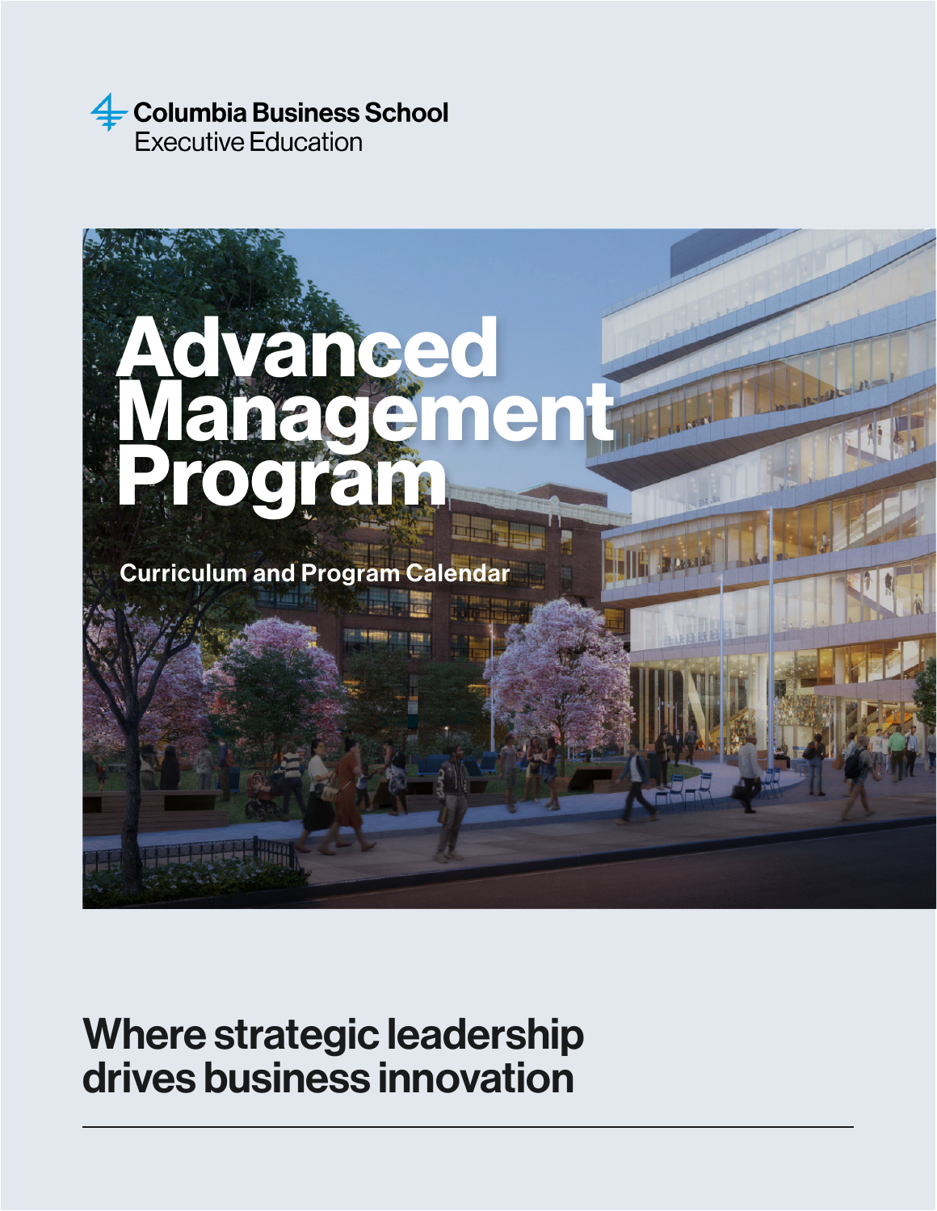Columbia Business School
Executive Education

# Advanced Management Program

Curriculum and Program Calendar

## Where strategic leadership drives business innovation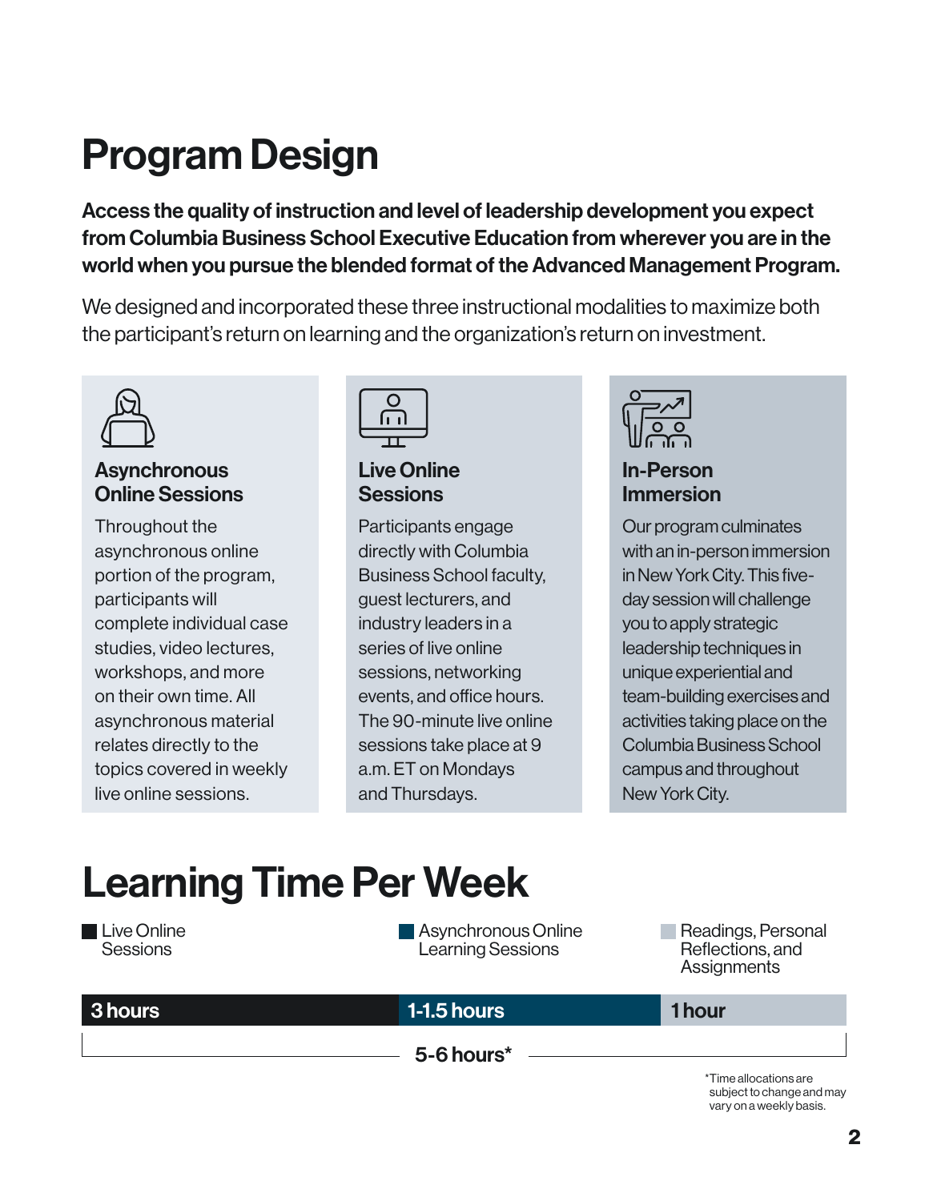# Program Design

**Access the quality of instruction and level of leadership development you expect from Columbia Business School Executive Education from wherever you are in the world when you pursue the blended format of the Advanced Management Program.**

We designed and incorporated these three instructional modalities to maximize both the participant's return on learning and the organization's return on investment.

### Asynchronous Online Sessions

Throughout the asynchronous online portion of the program, participants will complete individual case studies, video lectures, workshops, and more on their own time. All asynchronous material relates directly to the topics covered in weekly live online sessions.

### Live Online Sessions

Participants engage directly with Columbia Business School faculty, guest lecturers, and industry leaders in a series of live online sessions, networking events, and office hours. The 90-minute live online sessions take place at 9 a.m. ET on Mondays and Thursdays.

### In-Person Immersion

Our program culminates with an in-person immersion in New York City. This five-day session will challenge you to apply strategic leadership techniques in unique experiential and team-building exercises and activities taking place on the Columbia Business School campus and throughout New York City.

# Learning Time Per Week

| Live Online Sessions | Asynchronous Online Learning Sessions | Readings, Personal Reflections, and Assignments |
|---|---|---|
| 3 hours | 1-1.5 hours | 1 hour |

**5-6 hours***

*Time allocations are subject to change and may vary on a weekly basis.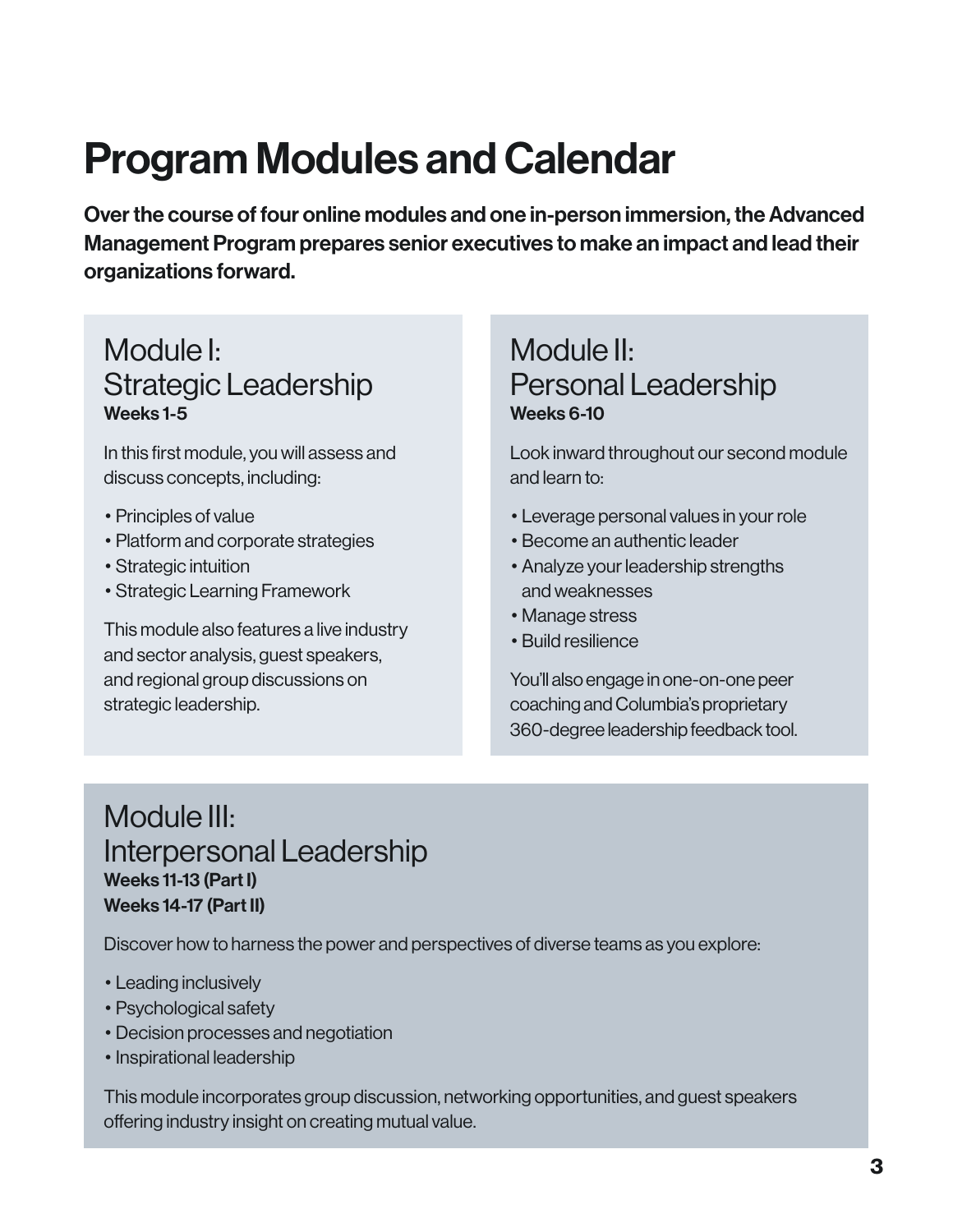# Program Modules and Calendar

**Over the course of four online modules and one in-person immersion, the Advanced Management Program prepares senior executives to make an impact and lead their organizations forward.**

## Module I: Strategic Leadership

**Weeks 1-5**

In this first module, you will assess and discuss concepts, including:

- Principles of value
- Platform and corporate strategies
- Strategic intuition
- Strategic Learning Framework

This module also features a live industry and sector analysis, guest speakers, and regional group discussions on strategic leadership.

## Module II: Personal Leadership

**Weeks 6-10**

Look inward throughout our second module and learn to:

- Leverage personal values in your role
- Become an authentic leader
- Analyze your leadership strengths and weaknesses
- Manage stress
- Build resilience

You'll also engage in one-on-one peer coaching and Columbia's proprietary 360-degree leadership feedback tool.

## Module III: Interpersonal Leadership

**Weeks 11-13 (Part I)**
**Weeks 14-17 (Part II)**

Discover how to harness the power and perspectives of diverse teams as you explore:

- Leading inclusively
- Psychological safety
- Decision processes and negotiation
- Inspirational leadership

This module incorporates group discussion, networking opportunities, and guest speakers offering industry insight on creating mutual value.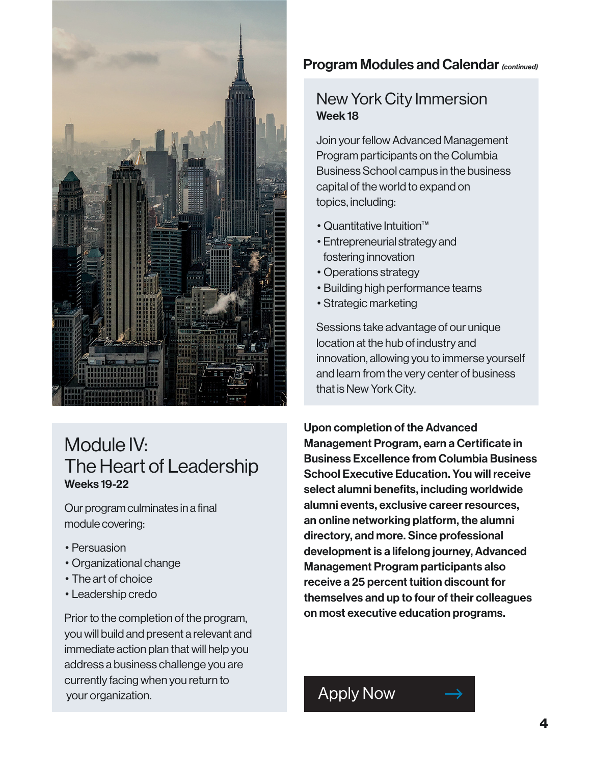## Program Modules and Calendar *(continued)*

### New York City Immersion

**Week 18**

Join your fellow Advanced Management Program participants on the Columbia Business School campus in the business capital of the world to expand on topics, including:

- Quantitative Intuition™
- Entrepreneurial strategy and fostering innovation
- Operations strategy
- Building high performance teams
- Strategic marketing

Sessions take advantage of our unique location at the hub of industry and innovation, allowing you to immerse yourself and learn from the very center of business that is New York City.

### Module IV: The Heart of Leadership

**Weeks 19-22**

Our program culminates in a final module covering:

- Persuasion
- Organizational change
- The art of choice
- Leadership credo

Prior to the completion of the program, you will build and present a relevant and immediate action plan that will help you address a business challenge you are currently facing when you return to your organization.

**Upon completion of the Advanced Management Program, earn a Certificate in Business Excellence from Columbia Business School Executive Education. You will receive select alumni benefits, including worldwide alumni events, exclusive career resources, an online networking platform, the alumni directory, and more. Since professional development is a lifelong journey, Advanced Management Program participants also receive a 25 percent tuition discount for themselves and up to four of their colleagues on most executive education programs.**

Apply Now →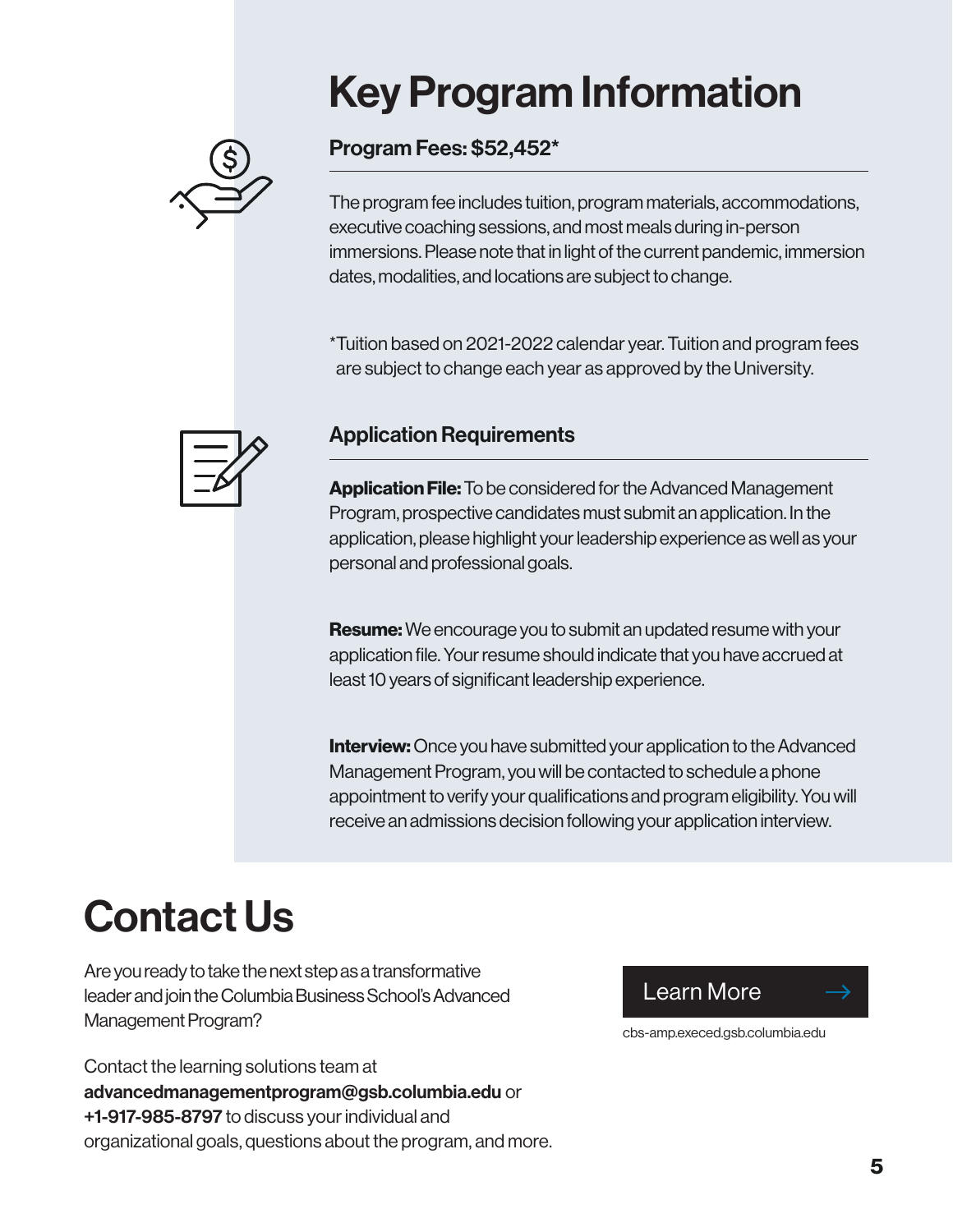# Key Program Information

### Program Fees: $52,452*

The program fee includes tuition, program materials, accommodations, executive coaching sessions, and most meals during in-person immersions. Please note that in light of the current pandemic, immersion dates, modalities, and locations are subject to change.

*Tuition based on 2021-2022 calendar year. Tuition and program fees are subject to change each year as approved by the University.

### Application Requirements

**Application File:** To be considered for the Advanced Management Program, prospective candidates must submit an application. In the application, please highlight your leadership experience as well as your personal and professional goals.

**Resume:** We encourage you to submit an updated resume with your application file. Your resume should indicate that you have accrued at least 10 years of significant leadership experience.

**Interview:** Once you have submitted your application to the Advanced Management Program, you will be contacted to schedule a phone appointment to verify your qualifications and program eligibility. You will receive an admissions decision following your application interview.

# Contact Us

Are you ready to take the next step as a transformative leader and join the Columbia Business School's Advanced Management Program?

Contact the learning solutions team at **advancedmanagementprogram@gsb.columbia.edu** or **+1-917-985-8797** to discuss your individual and organizational goals, questions about the program, and more.

Learn More →

cbs-amp.execed.gsb.columbia.edu